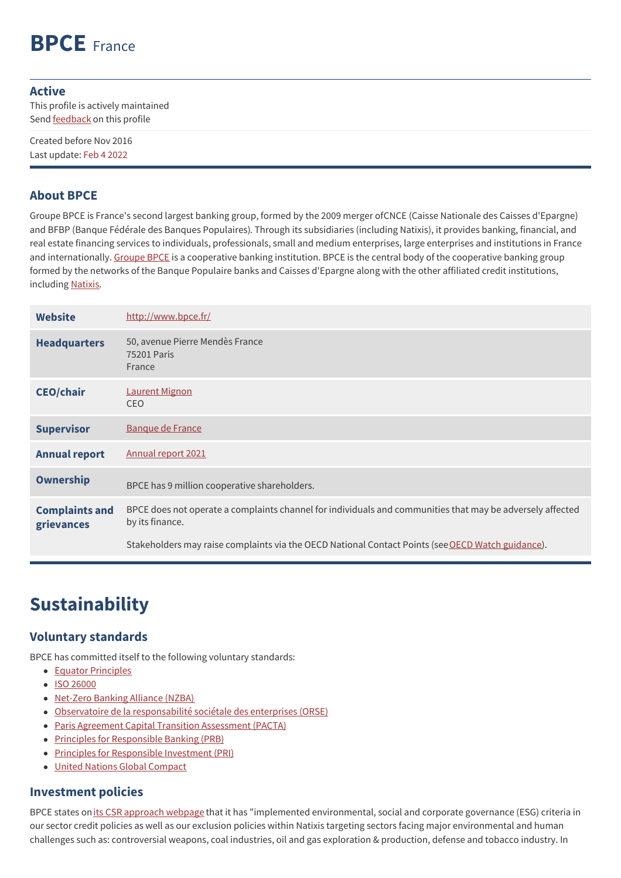# BPCE France

### Active

This profile is actively maintained
Send feedback on this profile

Created before Nov 2016
Last update: Feb 4 2022

### About BPCE

Groupe BPCE is France's second largest banking group, formed by the 2009 merger ofCNCE (Caisse Nationale des Caisses d'Epargne) and BFBP (Banque Fédérale des Banques Populaires). Through its subsidiaries (including Natixis), it provides banking, financial, and real estate financing services to individuals, professionals, small and medium enterprises, large enterprises and institutions in France and internationally. Groupe BPCE is a cooperative banking institution. BPCE is the central body of the cooperative banking group formed by the networks of the Banque Populaire banks and Caisses d'Epargne along with the other affiliated credit institutions, including Natixis.

| | |
|---|---|
| **Website** | http://www.bpce.fr/ |
| **Headquarters** | 50, avenue Pierre Mendès France<br>75201 Paris<br>France |
| **CEO/chair** | Laurent Mignon<br>CEO |
| **Supervisor** | Banque de France |
| **Annual report** | Annual report 2021 |
| **Ownership** | BPCE has 9 million cooperative shareholders. |
| **Complaints and grievances** | BPCE does not operate a complaints channel for individuals and communities that may be adversely affected by its finance.<br><br>Stakeholders may raise complaints via the OECD National Contact Points (see OECD Watch guidance). |

# Sustainability

### Voluntary standards

BPCE has committed itself to the following voluntary standards:

- Equator Principles
- ISO 26000
- Net-Zero Banking Alliance (NZBA)
- Observatoire de la responsabilité sociétale des enterprises (ORSE)
- Paris Agreement Capital Transition Assessment (PACTA)
- Principles for Responsible Banking (PRB)
- Principles for Responsible Investment (PRI)
- United Nations Global Compact

### Investment policies

BPCE states on its CSR approach webpage that it has "implemented environmental, social and corporate governance (ESG) criteria in our sector credit policies as well as our exclusion policies within Natixis targeting sectors facing major environmental and human challenges such as: controversial weapons, coal industries, oil and gas exploration & production, defense and tobacco industry. In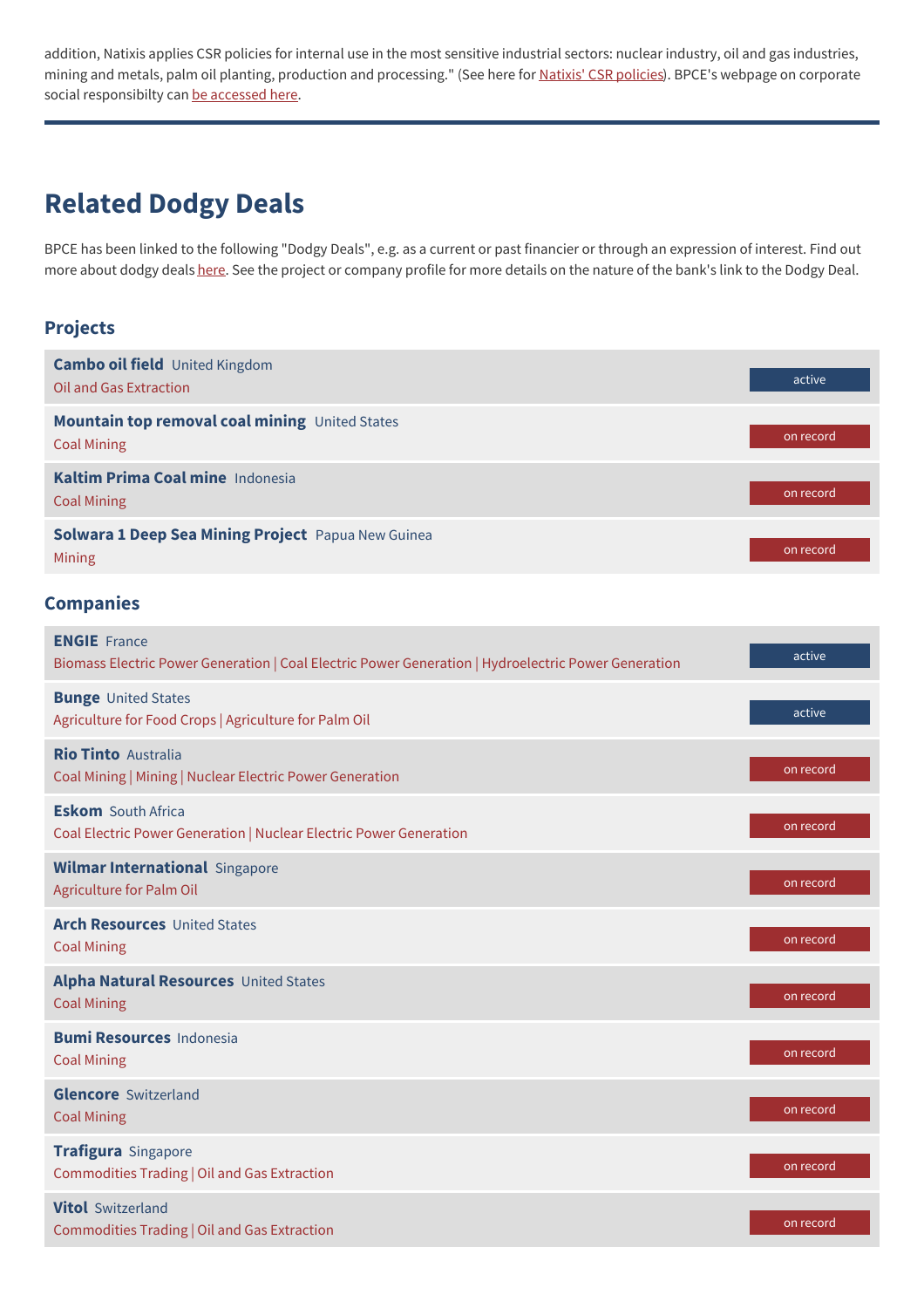addition, Natixis applies CSR policies for internal use in the most sensitive industrial sectors: nuclear industry, oil and gas industries, mining and metals, palm oil planting, production and processing." (See here for Natixis' CSR policies). BPCE's webpage on corporate social responsibilty can be accessed here.

---

## Related Dodgy Deals

BPCE has been linked to the following "Dodgy Deals", e.g. as a current or past financier or through an expression of interest. Find out more about dodgy deals here. See the project or company profile for more details on the nature of the bank's link to the Dodgy Deal.

### Projects

| Name | Country | Sector | Status |
|---|---|---|---|
| **Cambo oil field** | United Kingdom | Oil and Gas Extraction | active |
| **Mountain top removal coal mining** | United States | Coal Mining | on record |
| **Kaltim Prima Coal mine** | Indonesia | Coal Mining | on record |
| **Solwara 1 Deep Sea Mining Project** | Papua New Guinea | Mining | on record |

### Companies

| Name | Country | Sector | Status |
|---|---|---|---|
| **ENGIE** | France | Biomass Electric Power Generation \| Coal Electric Power Generation \| Hydroelectric Power Generation | active |
| **Bunge** | United States | Agriculture for Food Crops \| Agriculture for Palm Oil | active |
| **Rio Tinto** | Australia | Coal Mining \| Mining \| Nuclear Electric Power Generation | on record |
| **Eskom** | South Africa | Coal Electric Power Generation \| Nuclear Electric Power Generation | on record |
| **Wilmar International** | Singapore | Agriculture for Palm Oil | on record |
| **Arch Resources** | United States | Coal Mining | on record |
| **Alpha Natural Resources** | United States | Coal Mining | on record |
| **Bumi Resources** | Indonesia | Coal Mining | on record |
| **Glencore** | Switzerland | Coal Mining | on record |
| **Trafigura** | Singapore | Commodities Trading \| Oil and Gas Extraction | on record |
| **Vitol** | Switzerland | Commodities Trading \| Oil and Gas Extraction | on record |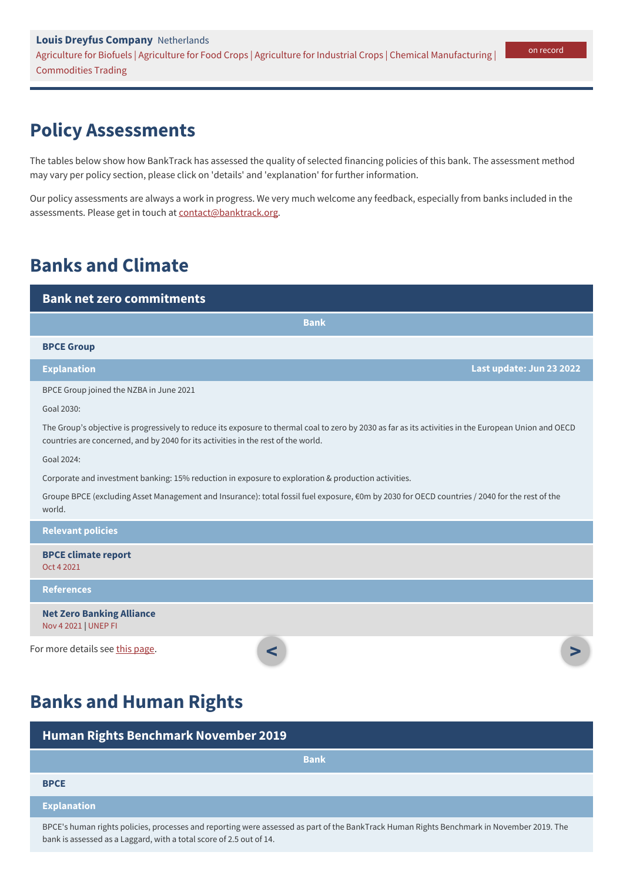**Louis Dreyfus Company** Netherlands
Agriculture for Biofuels | Agriculture for Food Crops | Agriculture for Industrial Crops | Chemical Manufacturing | Commodities Trading

on record

## Policy Assessments

The tables below show how BankTrack has assessed the quality of selected financing policies of this bank. The assessment method may vary per policy section, please click on 'details' and 'explanation' for further information.

Our policy assessments are always a work in progress. We very much welcome any feedback, especially from banks included in the assessments. Please get in touch at contact@banktrack.org.

## Banks and Climate

### Bank net zero commitments

**Bank**

**BPCE Group**

**Explanation** — **Last update: Jun 23 2022**

BPCE Group joined the NZBA in June 2021

Goal 2030:

The Group's objective is progressively to reduce its exposure to thermal coal to zero by 2030 as far as its activities in the European Union and OECD countries are concerned, and by 2040 for its activities in the rest of the world.

Goal 2024:

Corporate and investment banking: 15% reduction in exposure to exploration & production activities.

Groupe BPCE (excluding Asset Management and Insurance): total fossil fuel exposure, €0m by 2030 for OECD countries / 2040 for the rest of the world.

**Relevant policies**

**BPCE climate report**
Oct 4 2021

**References**

**Net Zero Banking Alliance**
Nov 4 2021 | UNEP FI

For more details see this page.

## Banks and Human Rights

### Human Rights Benchmark November 2019

**Bank**

**BPCE**

**Explanation**

BPCE's human rights policies, processes and reporting were assessed as part of the BankTrack Human Rights Benchmark in November 2019. The bank is assessed as a Laggard, with a total score of 2.5 out of 14.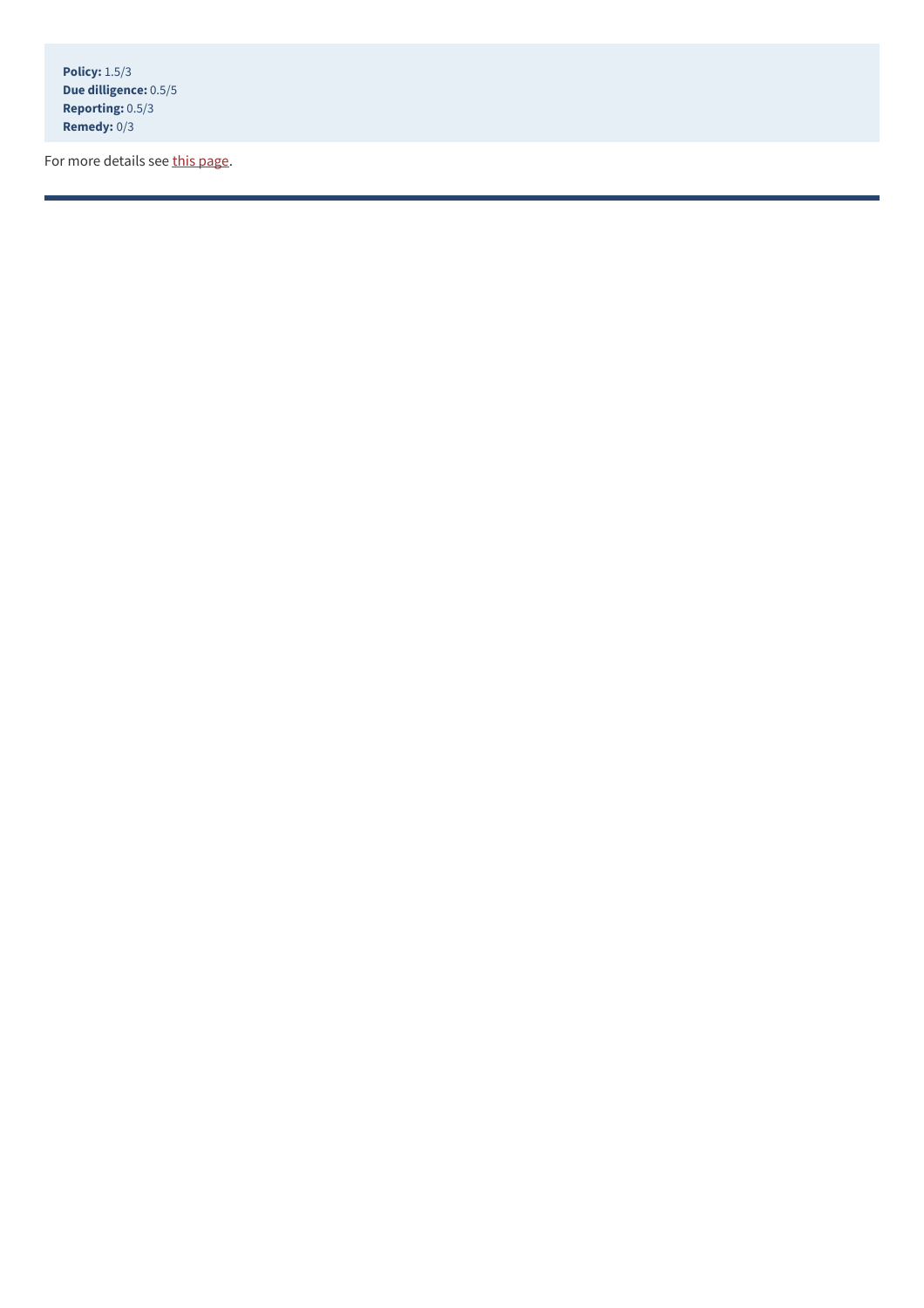**Policy:** 1.5/3
**Due dilligence:** 0.5/5
**Reporting:** 0.5/3
**Remedy:** 0/3

For more details see this page.